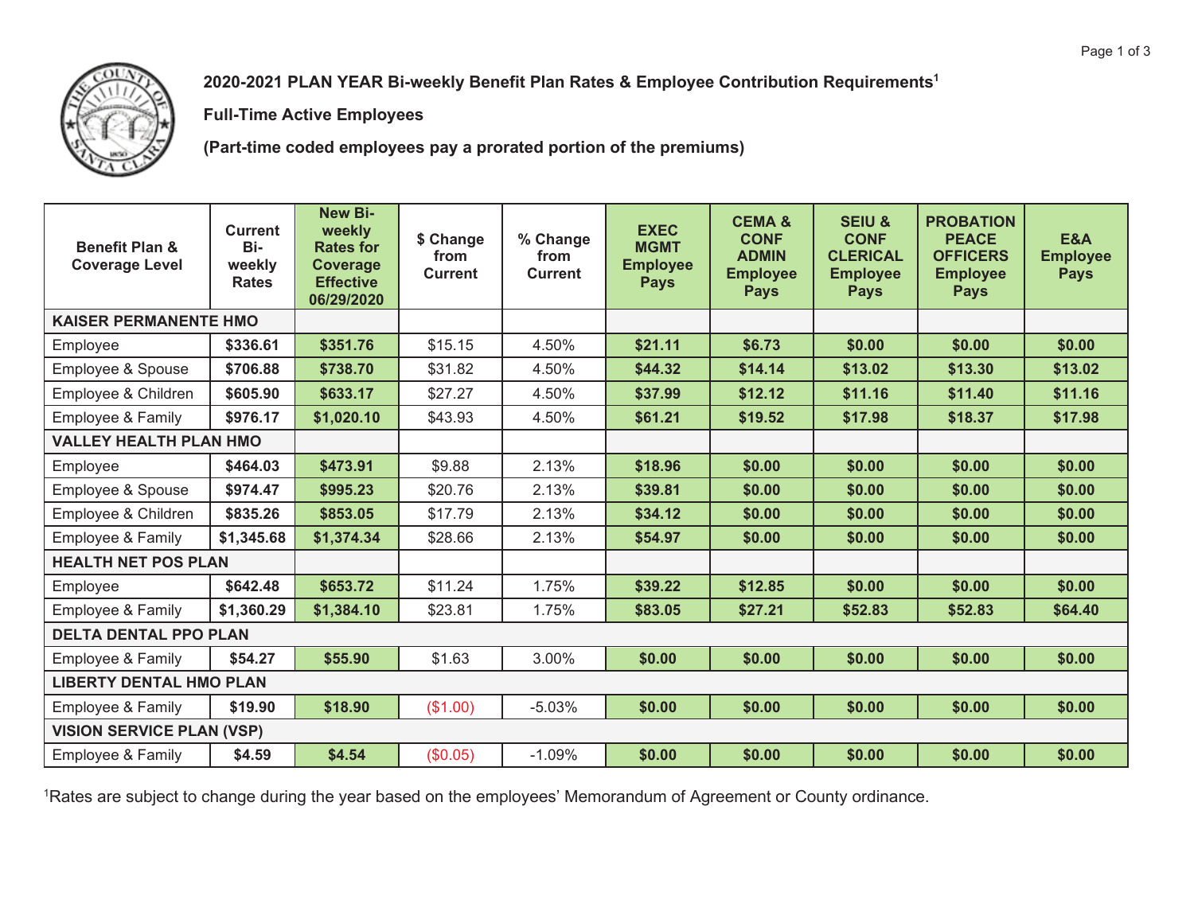**2020-2021 PLAN YEAR Bi-weekly Benefit Plan Rates & Employee Contribution Requirements[1]**

**Full-Time Active Employees**

**(Part-time coded employees pay a prorated portion of the premiums)**

| Benefit Plan & Coverage Level | Current Bi-weekly Rates | New Bi-weekly Rates for Coverage Effective 06/29/2020 | $ Change from Current | % Change from Current | EXEC MGMT Employee Pays | CEMA & CONF ADMIN Employee Pays | SEIU & CONF CLERICAL Employee Pays | PROBATION PEACE OFFICERS Employee Pays | E&A Employee Pays |
|---|---|---|---|---|---|---|---|---|---|
| **KAISER PERMANENTE HMO** | | | | | | | | | |
| Employee | **$336.61** | **$351.76** | $15.15 | 4.50% | **$21.11** | **$6.73** | **$0.00** | **$0.00** | **$0.00** |
| Employee & Spouse | **$706.88** | **$738.70** | $31.82 | 4.50% | **$44.32** | **$14.14** | **$13.02** | **$13.30** | **$13.02** |
| Employee & Children | **$605.90** | **$633.17** | $27.27 | 4.50% | **$37.99** | **$12.12** | **$11.16** | **$11.40** | **$11.16** |
| Employee & Family | **$976.17** | **$1,020.10** | $43.93 | 4.50% | **$61.21** | **$19.52** | **$17.98** | **$18.37** | **$17.98** |
| **VALLEY HEALTH PLAN HMO** | | | | | | | | | |
| Employee | **$464.03** | **$473.91** | $9.88 | 2.13% | **$18.96** | **$0.00** | **$0.00** | **$0.00** | **$0.00** |
| Employee & Spouse | **$974.47** | **$995.23** | $20.76 | 2.13% | **$39.81** | **$0.00** | **$0.00** | **$0.00** | **$0.00** |
| Employee & Children | **$835.26** | **$853.05** | $17.79 | 2.13% | **$34.12** | **$0.00** | **$0.00** | **$0.00** | **$0.00** |
| Employee & Family | **$1,345.68** | **$1,374.34** | $28.66 | 2.13% | **$54.97** | **$0.00** | **$0.00** | **$0.00** | **$0.00** |
| **HEALTH NET POS PLAN** | | | | | | | | | |
| Employee | **$642.48** | **$653.72** | $11.24 | 1.75% | **$39.22** | **$12.85** | **$0.00** | **$0.00** | **$0.00** |
| Employee & Family | **$1,360.29** | **$1,384.10** | $23.81 | 1.75% | **$83.05** | **$27.21** | **$52.83** | **$52.83** | **$64.40** |
| **DELTA DENTAL PPO PLAN** | | | | | | | | | |
| Employee & Family | **$54.27** | **$55.90** | $1.63 | 3.00% | **$0.00** | **$0.00** | **$0.00** | **$0.00** | **$0.00** |
| **LIBERTY DENTAL HMO PLAN** | | | | | | | | | |
| Employee & Family | **$19.90** | **$18.90** | ($1.00) | -5.03% | **$0.00** | **$0.00** | **$0.00** | **$0.00** | **$0.00** |
| **VISION SERVICE PLAN (VSP)** | | | | | | | | | |
| Employee & Family | **$4.59** | **$4.54** | ($0.05) | -1.09% | **$0.00** | **$0.00** | **$0.00** | **$0.00** | **$0.00** |

[1]Rates are subject to change during the year based on the employees' Memorandum of Agreement or County ordinance.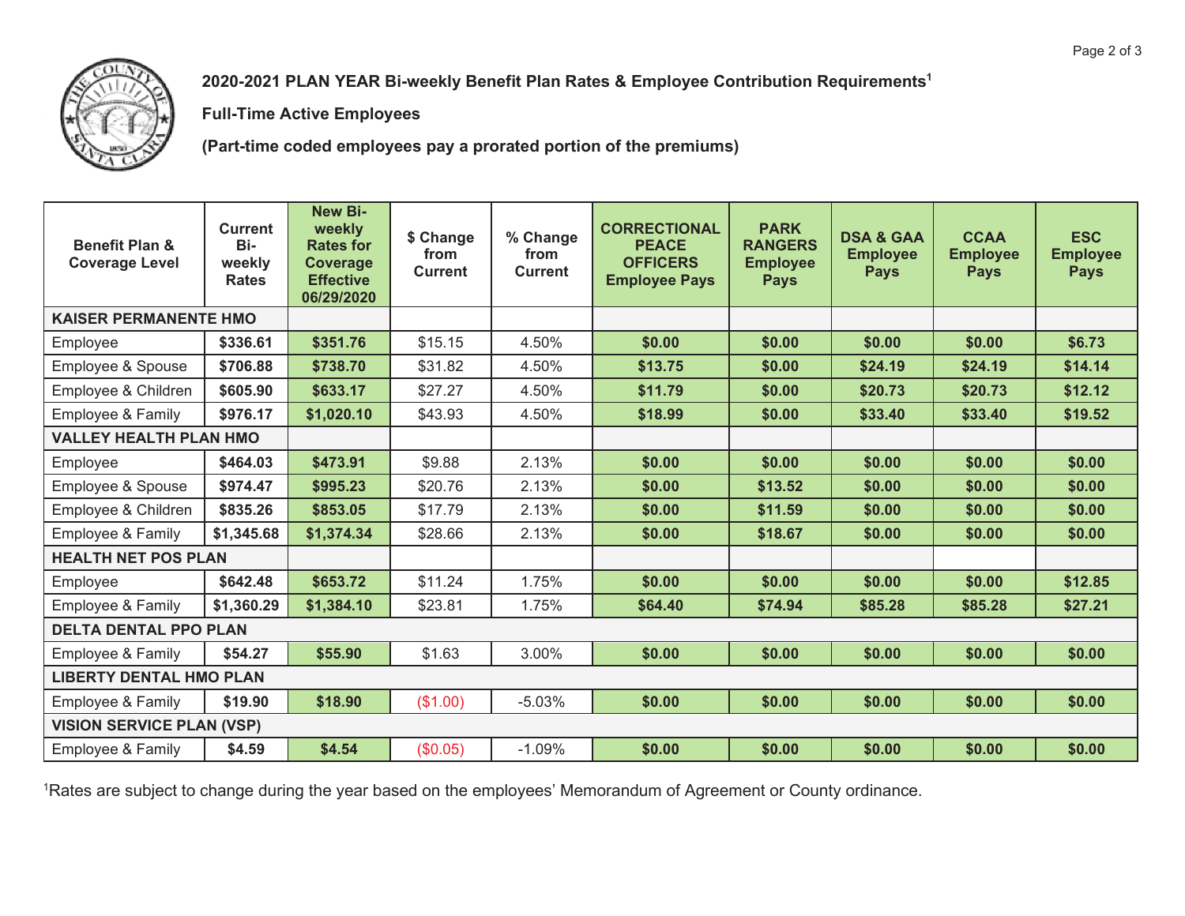## 2020-2021 PLAN YEAR Bi-weekly Benefit Plan Rates & Employee Contribution Requirements[1]

**Full-Time Active Employees**

**(Part-time coded employees pay a prorated portion of the premiums)**

| Benefit Plan & Coverage Level | Current Bi-weekly Rates | New Bi-weekly Rates for Coverage Effective 06/29/2020 | $ Change from Current | % Change from Current | CORRECTIONAL PEACE OFFICERS Employee Pays | PARK RANGERS Employee Pays | DSA & GAA Employee Pays | CCAA Employee Pays | ESC Employee Pays |
|---|---|---|---|---|---|---|---|---|---|
| **KAISER PERMANENTE HMO** | | | | | | | | | |
| Employee | **$336.61** | **$351.76** | $15.15 | 4.50% | **$0.00** | **$0.00** | **$0.00** | **$0.00** | **$6.73** |
| Employee & Spouse | **$706.88** | **$738.70** | $31.82 | 4.50% | **$13.75** | **$0.00** | **$24.19** | **$24.19** | **$14.14** |
| Employee & Children | **$605.90** | **$633.17** | $27.27 | 4.50% | **$11.79** | **$0.00** | **$20.73** | **$20.73** | **$12.12** |
| Employee & Family | **$976.17** | **$1,020.10** | $43.93 | 4.50% | **$18.99** | **$0.00** | **$33.40** | **$33.40** | **$19.52** |
| **VALLEY HEALTH PLAN HMO** | | | | | | | | | |
| Employee | **$464.03** | **$473.91** | $9.88 | 2.13% | **$0.00** | **$0.00** | **$0.00** | **$0.00** | **$0.00** |
| Employee & Spouse | **$974.47** | **$995.23** | $20.76 | 2.13% | **$0.00** | **$13.52** | **$0.00** | **$0.00** | **$0.00** |
| Employee & Children | **$835.26** | **$853.05** | $17.79 | 2.13% | **$0.00** | **$11.59** | **$0.00** | **$0.00** | **$0.00** |
| Employee & Family | **$1,345.68** | **$1,374.34** | $28.66 | 2.13% | **$0.00** | **$18.67** | **$0.00** | **$0.00** | **$0.00** |
| **HEALTH NET POS PLAN** | | | | | | | | | |
| Employee | **$642.48** | **$653.72** | $11.24 | 1.75% | **$0.00** | **$0.00** | **$0.00** | **$0.00** | **$12.85** |
| Employee & Family | **$1,360.29** | **$1,384.10** | $23.81 | 1.75% | **$64.40** | **$74.94** | **$85.28** | **$85.28** | **$27.21** |
| **DELTA DENTAL PPO PLAN** | | | | | | | | | |
| Employee & Family | **$54.27** | **$55.90** | $1.63 | 3.00% | **$0.00** | **$0.00** | **$0.00** | **$0.00** | **$0.00** |
| **LIBERTY DENTAL HMO PLAN** | | | | | | | | | |
| Employee & Family | **$19.90** | **$18.90** | ($1.00) | -5.03% | **$0.00** | **$0.00** | **$0.00** | **$0.00** | **$0.00** |
| **VISION SERVICE PLAN (VSP)** | | | | | | | | | |
| Employee & Family | **$4.59** | **$4.54** | ($0.05) | -1.09% | **$0.00** | **$0.00** | **$0.00** | **$0.00** | **$0.00** |

[1]Rates are subject to change during the year based on the employees' Memorandum of Agreement or County ordinance.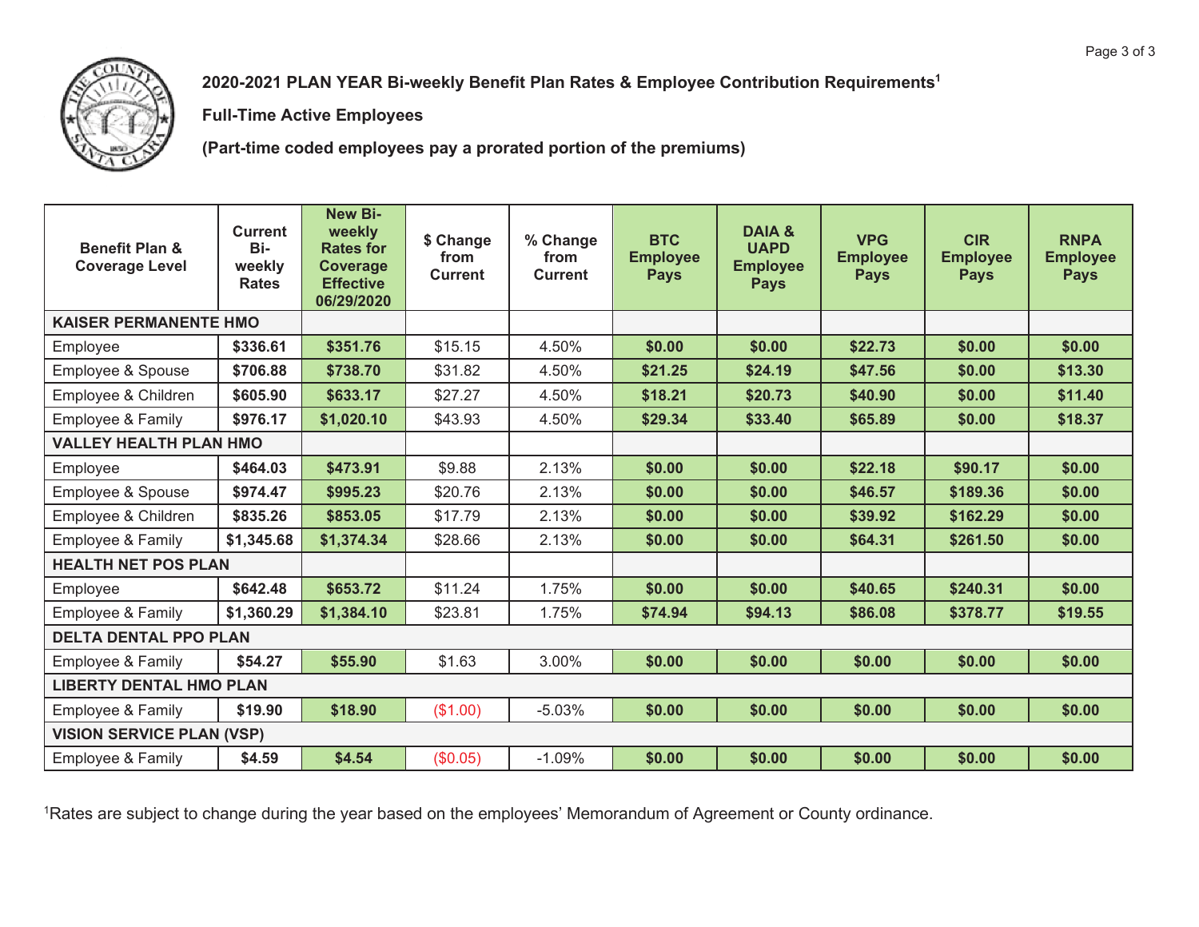**2020-2021 PLAN YEAR Bi-weekly Benefit Plan Rates & Employee Contribution Requirements[1]**

**Full-Time Active Employees**

**(Part-time coded employees pay a prorated portion of the premiums)**

| Benefit Plan & Coverage Level | Current Bi-weekly Rates | New Bi-weekly Rates for Coverage Effective 06/29/2020 | $ Change from Current | % Change from Current | BTC Employee Pays | DAIA & UAPD Employee Pays | VPG Employee Pays | CIR Employee Pays | RNPA Employee Pays |
|---|---|---|---|---|---|---|---|---|---|
| **KAISER PERMANENTE HMO** | | | | | | | | | |
| Employee | **$336.61** | **$351.76** | $15.15 | 4.50% | **$0.00** | **$0.00** | **$22.73** | **$0.00** | **$0.00** |
| Employee & Spouse | **$706.88** | **$738.70** | $31.82 | 4.50% | **$21.25** | **$24.19** | **$47.56** | **$0.00** | **$13.30** |
| Employee & Children | **$605.90** | **$633.17** | $27.27 | 4.50% | **$18.21** | **$20.73** | **$40.90** | **$0.00** | **$11.40** |
| Employee & Family | **$976.17** | **$1,020.10** | $43.93 | 4.50% | **$29.34** | **$33.40** | **$65.89** | **$0.00** | **$18.37** |
| **VALLEY HEALTH PLAN HMO** | | | | | | | | | |
| Employee | **$464.03** | **$473.91** | $9.88 | 2.13% | **$0.00** | **$0.00** | **$22.18** | **$90.17** | **$0.00** |
| Employee & Spouse | **$974.47** | **$995.23** | $20.76 | 2.13% | **$0.00** | **$0.00** | **$46.57** | **$189.36** | **$0.00** |
| Employee & Children | **$835.26** | **$853.05** | $17.79 | 2.13% | **$0.00** | **$0.00** | **$39.92** | **$162.29** | **$0.00** |
| Employee & Family | **$1,345.68** | **$1,374.34** | $28.66 | 2.13% | **$0.00** | **$0.00** | **$64.31** | **$261.50** | **$0.00** |
| **HEALTH NET POS PLAN** | | | | | | | | | |
| Employee | **$642.48** | **$653.72** | $11.24 | 1.75% | **$0.00** | **$0.00** | **$40.65** | **$240.31** | **$0.00** |
| Employee & Family | **$1,360.29** | **$1,384.10** | $23.81 | 1.75% | **$74.94** | **$94.13** | **$86.08** | **$378.77** | **$19.55** |
| **DELTA DENTAL PPO PLAN** | | | | | | | | | |
| Employee & Family | **$54.27** | **$55.90** | $1.63 | 3.00% | **$0.00** | **$0.00** | **$0.00** | **$0.00** | **$0.00** |
| **LIBERTY DENTAL HMO PLAN** | | | | | | | | | |
| Employee & Family | **$19.90** | **$18.90** | ($1.00) | -5.03% | **$0.00** | **$0.00** | **$0.00** | **$0.00** | **$0.00** |
| **VISION SERVICE PLAN (VSP)** | | | | | | | | | |
| Employee & Family | **$4.59** | **$4.54** | ($0.05) | -1.09% | **$0.00** | **$0.00** | **$0.00** | **$0.00** | **$0.00** |

[1] Rates are subject to change during the year based on the employees' Memorandum of Agreement or County ordinance.